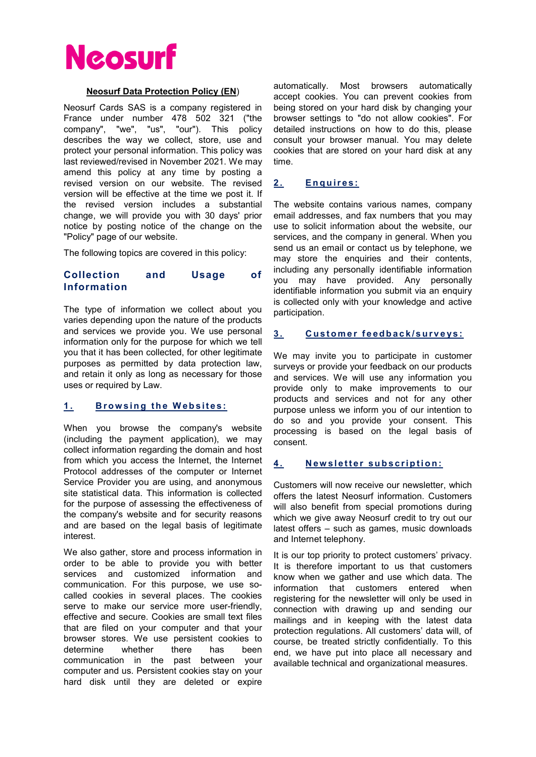# Neosurf

**Neosurf Data Protection Policy (EN)**

Neosurf Cards SAS is a company registered in France under number 478 502 321 ("the company", "we", "us", "our"). This policy describes the way we collect, store, use and protect your personal information. This policy was last reviewed/revised in November 2021. We may amend this policy at any time by posting a revised version on our website. The revised version will be effective at the time we post it. If the revised version includes a substantial change, we will provide you with 30 days' prior notice by posting notice of the change on the "Policy" page of our website.

The following topics are covered in this policy:

## Collection and Usage of Information

The type of information we collect about you varies depending upon the nature of the products and services we provide you. We use personal information only for the purpose for which we tell you that it has been collected, for other legitimate purposes as permitted by data protection law, and retain it only as long as necessary for those uses or required by Law.

### 1. Browsing the Websites:

When you browse the company's website (including the payment application), we may collect information regarding the domain and host from which you access the Internet, the Internet Protocol addresses of the computer or Internet Service Provider you are using, and anonymous site statistical data. This information is collected for the purpose of assessing the effectiveness of the company's website and for security reasons and are based on the legal basis of legitimate interest.

We also gather, store and process information in order to be able to provide you with better services and customized information and communication. For this purpose, we use so-called cookies in several places. The cookies serve to make our service more user-friendly, effective and secure. Cookies are small text files that are filed on your computer and that your browser stores. We use persistent cookies to determine whether there has been communication in the past between your computer and us. Persistent cookies stay on your hard disk until they are deleted or expire automatically. Most browsers automatically accept cookies. You can prevent cookies from being stored on your hard disk by changing your browser settings to "do not allow cookies". For detailed instructions on how to do this, please consult your browser manual. You may delete cookies that are stored on your hard disk at any time.

### 2. Enquires:

The website contains various names, company email addresses, and fax numbers that you may use to solicit information about the website, our services, and the company in general. When you send us an email or contact us by telephone, we may store the enquiries and their contents, including any personally identifiable information you may have provided. Any personally identifiable information you submit via an enquiry is collected only with your knowledge and active participation.

### 3. Customer feedback/surveys:

We may invite you to participate in customer surveys or provide your feedback on our products and services. We will use any information you provide only to make improvements to our products and services and not for any other purpose unless we inform you of our intention to do so and you provide your consent. This processing is based on the legal basis of consent.

### 4. Newsletter subscription:

Customers will now receive our newsletter, which offers the latest Neosurf information. Customers will also benefit from special promotions during which we give away Neosurf credit to try out our latest offers – such as games, music downloads and Internet telephony.

It is our top priority to protect customers' privacy. It is therefore important to us that customers know when we gather and use which data. The information that customers entered when registering for the newsletter will only be used in connection with drawing up and sending our mailings and in keeping with the latest data protection regulations. All customers' data will, of course, be treated strictly confidentially. To this end, we have put into place all necessary and available technical and organizational measures.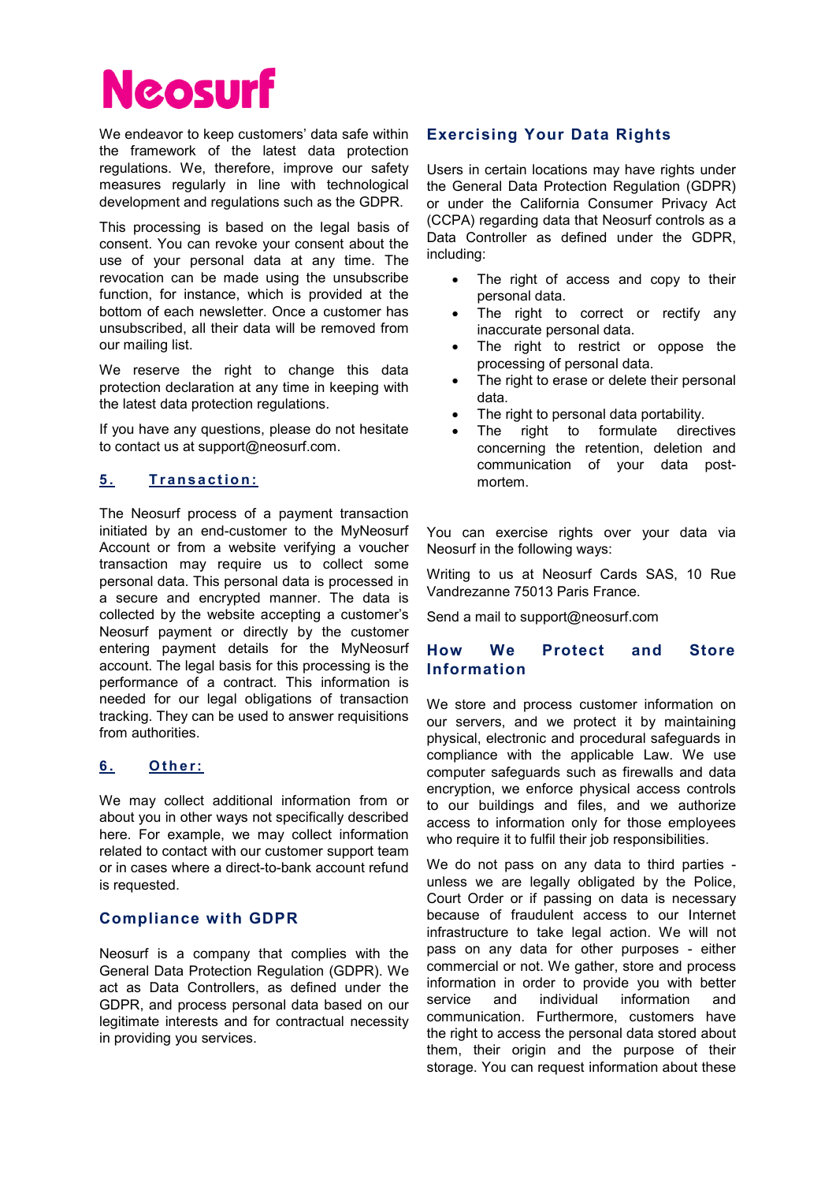# Neosurf

We endeavor to keep customers' data safe within the framework of the latest data protection regulations. We, therefore, improve our safety measures regularly in line with technological development and regulations such as the GDPR.

This processing is based on the legal basis of consent. You can revoke your consent about the use of your personal data at any time. The revocation can be made using the unsubscribe function, for instance, which is provided at the bottom of each newsletter. Once a customer has unsubscribed, all their data will be removed from our mailing list.

We reserve the right to change this data protection declaration at any time in keeping with the latest data protection regulations.

If you have any questions, please do not hesitate to contact us at support@neosurf.com.

### 5. Transaction:

The Neosurf process of a payment transaction initiated by an end-customer to the MyNeosurf Account or from a website verifying a voucher transaction may require us to collect some personal data. This personal data is processed in a secure and encrypted manner. The data is collected by the website accepting a customer's Neosurf payment or directly by the customer entering payment details for the MyNeosurf account. The legal basis for this processing is the performance of a contract. This information is needed for our legal obligations of transaction tracking. They can be used to answer requisitions from authorities.

### 6. Other:

We may collect additional information from or about you in other ways not specifically described here. For example, we may collect information related to contact with our customer support team or in cases where a direct-to-bank account refund is requested.

## Compliance with GDPR

Neosurf is a company that complies with the General Data Protection Regulation (GDPR). We act as Data Controllers, as defined under the GDPR, and process personal data based on our legitimate interests and for contractual necessity in providing you services.

## Exercising Your Data Rights

Users in certain locations may have rights under the General Data Protection Regulation (GDPR) or under the California Consumer Privacy Act (CCPA) regarding data that Neosurf controls as a Data Controller as defined under the GDPR, including:

- The right of access and copy to their personal data.
- The right to correct or rectify any inaccurate personal data.
- The right to restrict or oppose the processing of personal data.
- The right to erase or delete their personal data.
- The right to personal data portability.
- The right to formulate directives concerning the retention, deletion and communication of your data post-mortem.

You can exercise rights over your data via Neosurf in the following ways:

Writing to us at Neosurf Cards SAS, 10 Rue Vandrezanne 75013 Paris France.

Send a mail to support@neosurf.com

## How We Protect and Store Information

We store and process customer information on our servers, and we protect it by maintaining physical, electronic and procedural safeguards in compliance with the applicable Law. We use computer safeguards such as firewalls and data encryption, we enforce physical access controls to our buildings and files, and we authorize access to information only for those employees who require it to fulfil their job responsibilities.

We do not pass on any data to third parties - unless we are legally obligated by the Police, Court Order or if passing on data is necessary because of fraudulent access to our Internet infrastructure to take legal action. We will not pass on any data for other purposes - either commercial or not. We gather, store and process information in order to provide you with better service and individual information and communication. Furthermore, customers have the right to access the personal data stored about them, their origin and the purpose of their storage. You can request information about these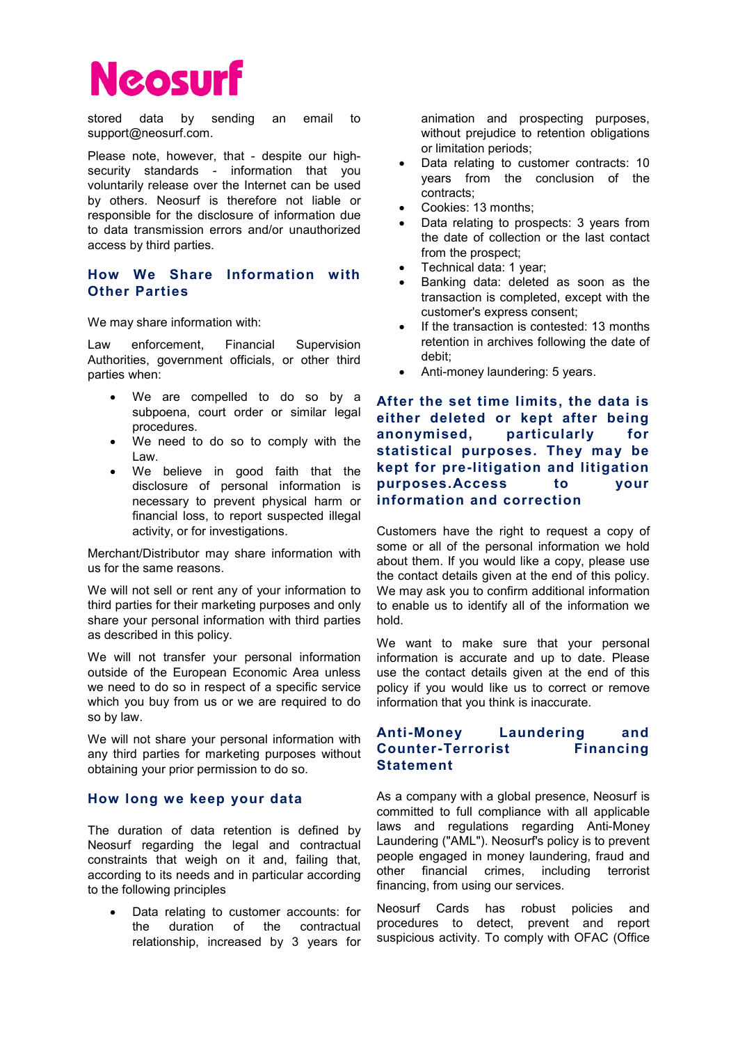stored data by sending an email to support@neosurf.com.

Please note, however, that - despite our high-security standards - information that you voluntarily release over the Internet can be used by others. Neosurf is therefore not liable or responsible for the disclosure of information due to data transmission errors and/or unauthorized access by third parties.

## How We Share Information with Other Parties

We may share information with:

Law enforcement, Financial Supervision Authorities, government officials, or other third parties when:

- We are compelled to do so by a subpoena, court order or similar legal procedures.
- We need to do so to comply with the Law.
- We believe in good faith that the disclosure of personal information is necessary to prevent physical harm or financial loss, to report suspected illegal activity, or for investigations.

Merchant/Distributor may share information with us for the same reasons.

We will not sell or rent any of your information to third parties for their marketing purposes and only share your personal information with third parties as described in this policy.

We will not transfer your personal information outside of the European Economic Area unless we need to do so in respect of a specific service which you buy from us or we are required to do so by law.

We will not share your personal information with any third parties for marketing purposes without obtaining your prior permission to do so.

## How long we keep your data

The duration of data retention is defined by Neosurf regarding the legal and contractual constraints that weigh on it and, failing that, according to its needs and in particular according to the following principles

- Data relating to customer accounts: for the duration of the contractual relationship, increased by 3 years for animation and prospecting purposes, without prejudice to retention obligations or limitation periods;
- Data relating to customer contracts: 10 years from the conclusion of the contracts;
- Cookies: 13 months;
- Data relating to prospects: 3 years from the date of collection or the last contact from the prospect;
- Technical data: 1 year;
- Banking data: deleted as soon as the transaction is completed, except with the customer's express consent;
- If the transaction is contested: 13 months retention in archives following the date of debit;
- Anti-money laundering: 5 years.

## After the set time limits, the data is either deleted or kept after being anonymised, particularly for statistical purposes. They may be kept for pre-litigation and litigation purposes.Access to your information and correction

Customers have the right to request a copy of some or all of the personal information we hold about them. If you would like a copy, please use the contact details given at the end of this policy. We may ask you to confirm additional information to enable us to identify all of the information we hold.

We want to make sure that your personal information is accurate and up to date. Please use the contact details given at the end of this policy if you would like us to correct or remove information that you think is inaccurate.

## Anti-Money Laundering and Counter-Terrorist Financing Statement

As a company with a global presence, Neosurf is committed to full compliance with all applicable laws and regulations regarding Anti-Money Laundering ("AML"). Neosurf's policy is to prevent people engaged in money laundering, fraud and other financial crimes, including terrorist financing, from using our services.

Neosurf Cards has robust policies and procedures to detect, prevent and report suspicious activity. To comply with OFAC (Office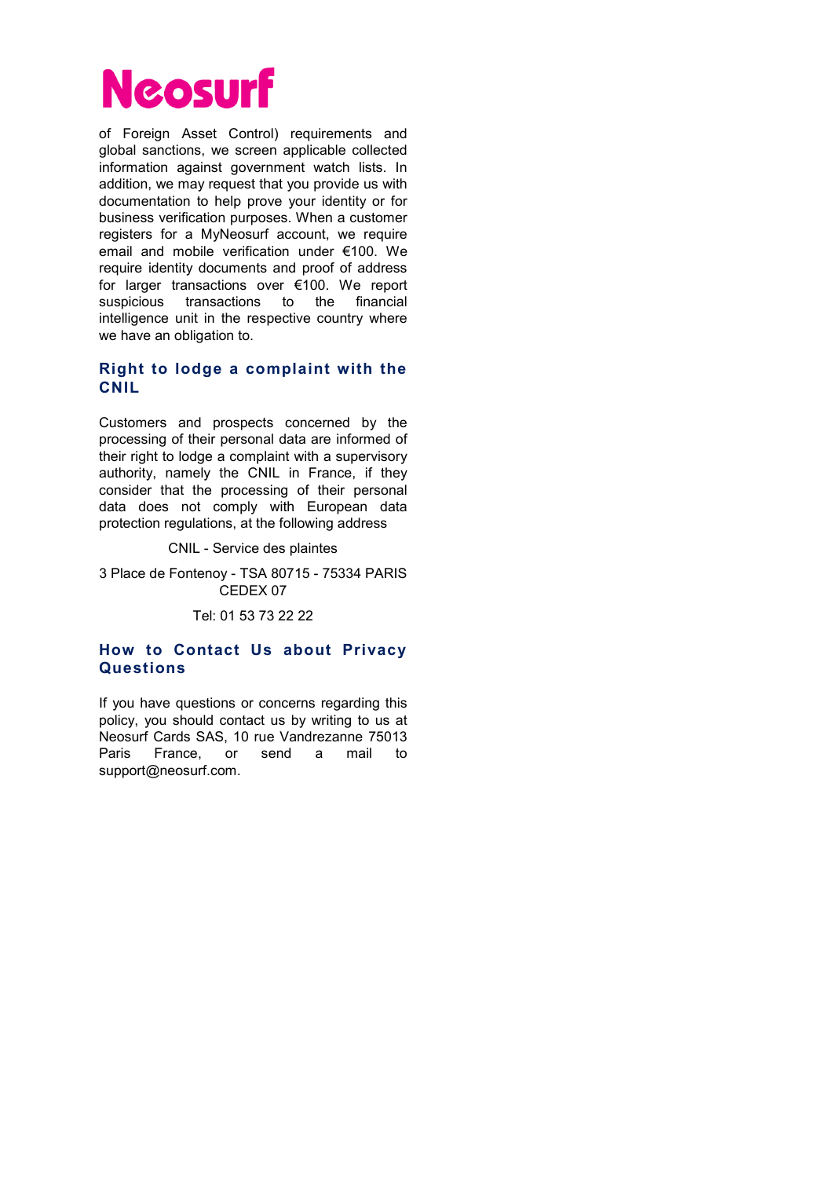of Foreign Asset Control) requirements and global sanctions, we screen applicable collected information against government watch lists. In addition, we may request that you provide us with documentation to help prove your identity or for business verification purposes. When a customer registers for a MyNeosurf account, we require email and mobile verification under €100. We require identity documents and proof of address for larger transactions over €100. We report suspicious transactions to the financial intelligence unit in the respective country where we have an obligation to.

## Right to lodge a complaint with the CNIL

Customers and prospects concerned by the processing of their personal data are informed of their right to lodge a complaint with a supervisory authority, namely the CNIL in France, if they consider that the processing of their personal data does not comply with European data protection regulations, at the following address

CNIL - Service des plaintes

3 Place de Fontenoy - TSA 80715 - 75334 PARIS CEDEX 07

Tel: 01 53 73 22 22

## How to Contact Us about Privacy Questions

If you have questions or concerns regarding this policy, you should contact us by writing to us at Neosurf Cards SAS, 10 rue Vandrezanne 75013 Paris France, or send a mail to support@neosurf.com.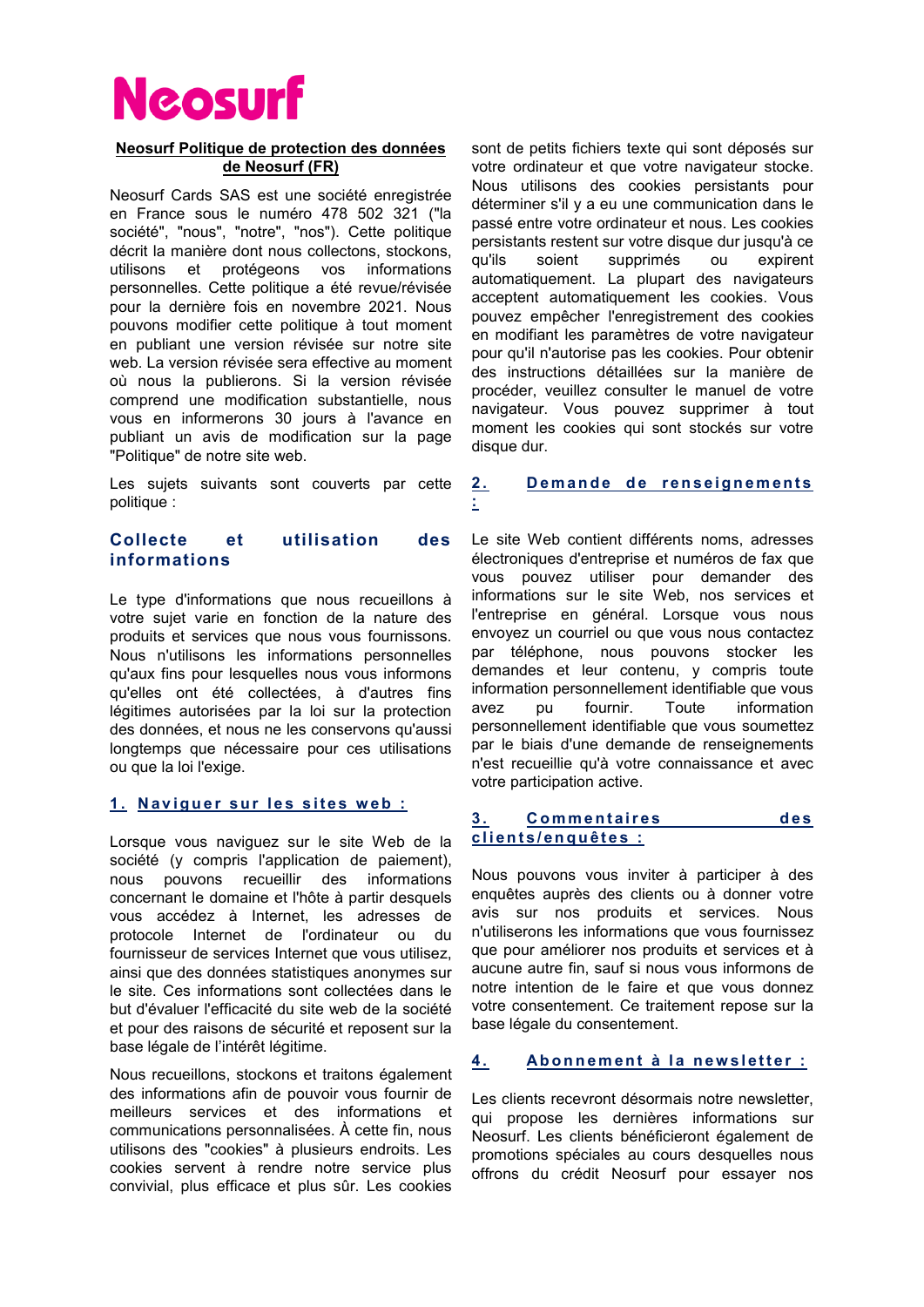Neosurf

**Neosurf Politique de protection des données de Neosurf (FR)**

Neosurf Cards SAS est une société enregistrée en France sous le numéro 478 502 321 ("la société", "nous", "notre", "nos"). Cette politique décrit la manière dont nous collectons, stockons, utilisons et protégeons vos informations personnelles. Cette politique a été revue/révisée pour la dernière fois en novembre 2021. Nous pouvons modifier cette politique à tout moment en publiant une version révisée sur notre site web. La version révisée sera effective au moment où nous la publierons. Si la version révisée comprend une modification substantielle, nous vous en informerons 30 jours à l'avance en publiant un avis de modification sur la page "Politique" de notre site web.

Les sujets suivants sont couverts par cette politique :

## Collecte et utilisation des informations

Le type d'informations que nous recueillons à votre sujet varie en fonction de la nature des produits et services que nous vous fournissons. Nous n'utilisons les informations personnelles qu'aux fins pour lesquelles nous vous informons qu'elles ont été collectées, à d'autres fins légitimes autorisées par la loi sur la protection des données, et nous ne les conservons qu'aussi longtemps que nécessaire pour ces utilisations ou que la loi l'exige.

### 1. Naviguer sur les sites web :

Lorsque vous naviguez sur le site Web de la société (y compris l'application de paiement), nous pouvons recueillir des informations concernant le domaine et l'hôte à partir desquels vous accédez à Internet, les adresses de protocole Internet de l'ordinateur ou du fournisseur de services Internet que vous utilisez, ainsi que des données statistiques anonymes sur le site. Ces informations sont collectées dans le but d'évaluer l'efficacité du site web de la société et pour des raisons de sécurité et reposent sur la base légale de l'intérêt légitime.

Nous recueillons, stockons et traitons également des informations afin de pouvoir vous fournir de meilleurs services et des informations et communications personnalisées. À cette fin, nous utilisons des "cookies" à plusieurs endroits. Les cookies servent à rendre notre service plus convivial, plus efficace et plus sûr. Les cookies sont de petits fichiers texte qui sont déposés sur votre ordinateur et que votre navigateur stocke. Nous utilisons des cookies persistants pour déterminer s'il y a eu une communication dans le passé entre votre ordinateur et nous. Les cookies persistants restent sur votre disque dur jusqu'à ce qu'ils soient supprimés ou expirent automatiquement. La plupart des navigateurs acceptent automatiquement les cookies. Vous pouvez empêcher l'enregistrement des cookies en modifiant les paramètres de votre navigateur pour qu'il n'autorise pas les cookies. Pour obtenir des instructions détaillées sur la manière de procéder, veuillez consulter le manuel de votre navigateur. Vous pouvez supprimer à tout moment les cookies qui sont stockés sur votre disque dur.

### 2. Demande de renseignements :

Le site Web contient différents noms, adresses électroniques d'entreprise et numéros de fax que vous pouvez utiliser pour demander des informations sur le site Web, nos services et l'entreprise en général. Lorsque vous nous envoyez un courriel ou que vous nous contactez par téléphone, nous pouvons stocker les demandes et leur contenu, y compris toute information personnellement identifiable que vous avez pu fournir. Toute information personnellement identifiable que vous soumettez par le biais d'une demande de renseignements n'est recueillie qu'à votre connaissance et avec votre participation active.

### 3. Commentaires des clients/enquêtes :

Nous pouvons vous inviter à participer à des enquêtes auprès des clients ou à donner votre avis sur nos produits et services. Nous n'utiliserons les informations que vous fournissez que pour améliorer nos produits et services et à aucune autre fin, sauf si nous vous informons de notre intention de le faire et que vous donnez votre consentement. Ce traitement repose sur la base légale du consentement.

### 4. Abonnement à la newsletter :

Les clients recevront désormais notre newsletter, qui propose les dernières informations sur Neosurf. Les clients bénéficieront également de promotions spéciales au cours desquelles nous offrons du crédit Neosurf pour essayer nos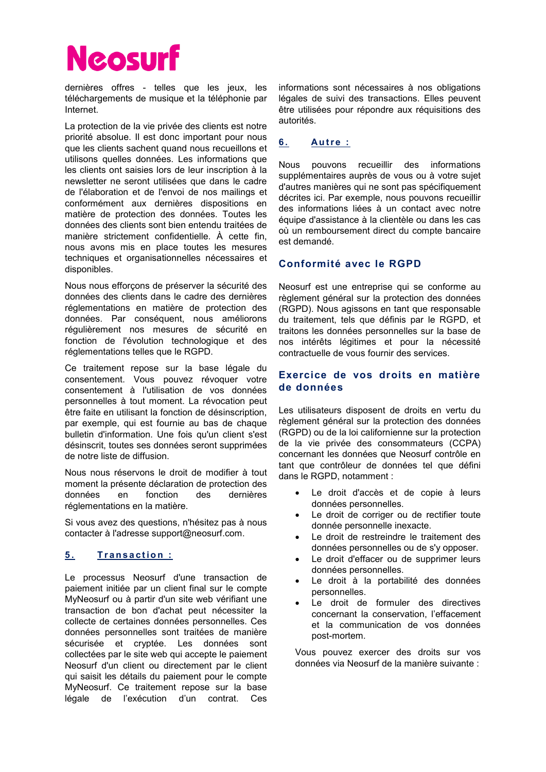dernières offres - telles que les jeux, les téléchargements de musique et la téléphonie par Internet.

La protection de la vie privée des clients est notre priorité absolue. Il est donc important pour nous que les clients sachent quand nous recueillons et utilisons quelles données. Les informations que les clients ont saisies lors de leur inscription à la newsletter ne seront utilisées que dans le cadre de l'élaboration et de l'envoi de nos mailings et conformément aux dernières dispositions en matière de protection des données. Toutes les données des clients sont bien entendu traitées de manière strictement confidentielle. À cette fin, nous avons mis en place toutes les mesures techniques et organisationnelles nécessaires et disponibles.

Nous nous efforçons de préserver la sécurité des données des clients dans le cadre des dernières réglementations en matière de protection des données. Par conséquent, nous améliorons régulièrement nos mesures de sécurité en fonction de l'évolution technologique et des réglementations telles que le RGPD.

Ce traitement repose sur la base légale du consentement. Vous pouvez révoquer votre consentement à l'utilisation de vos données personnelles à tout moment. La révocation peut être faite en utilisant la fonction de désinscription, par exemple, qui est fournie au bas de chaque bulletin d'information. Une fois qu'un client s'est désinscrit, toutes ses données seront supprimées de notre liste de diffusion.

Nous nous réservons le droit de modifier à tout moment la présente déclaration de protection des données en fonction des dernières réglementations en la matière.

Si vous avez des questions, n'hésitez pas à nous contacter à l'adresse support@neosurf.com.

## 5. Transaction :

Le processus Neosurf d'une transaction de paiement initiée par un client final sur le compte MyNeosurf ou à partir d'un site web vérifiant une transaction de bon d'achat peut nécessiter la collecte de certaines données personnelles. Ces données personnelles sont traitées de manière sécurisée et cryptée. Les données sont collectées par le site web qui accepte le paiement Neosurf d'un client ou directement par le client qui saisit les détails du paiement pour le compte MyNeosurf. Ce traitement repose sur la base légale de l'exécution d'un contrat. Ces informations sont nécessaires à nos obligations légales de suivi des transactions. Elles peuvent être utilisées pour répondre aux réquisitions des autorités.

## 6. Autre :

Nous pouvons recueillir des informations supplémentaires auprès de vous ou à votre sujet d'autres manières qui ne sont pas spécifiquement décrites ici. Par exemple, nous pouvons recueillir des informations liées à un contact avec notre équipe d'assistance à la clientèle ou dans les cas où un remboursement direct du compte bancaire est demandé.

## Conformité avec le RGPD

Neosurf est une entreprise qui se conforme au règlement général sur la protection des données (RGPD). Nous agissons en tant que responsable du traitement, tels que définis par le RGPD, et traitons les données personnelles sur la base de nos intérêts légitimes et pour la nécessité contractuelle de vous fournir des services.

## Exercice de vos droits en matière de données

Les utilisateurs disposent de droits en vertu du règlement général sur la protection des données (RGPD) ou de la loi californienne sur la protection de la vie privée des consommateurs (CCPA) concernant les données que Neosurf contrôle en tant que contrôleur de données tel que défini dans le RGPD, notamment :

- Le droit d'accès et de copie à leurs données personnelles.
- Le droit de corriger ou de rectifier toute donnée personnelle inexacte.
- Le droit de restreindre le traitement des données personnelles ou de s'y opposer.
- Le droit d'effacer ou de supprimer leurs données personnelles.
- Le droit à la portabilité des données personnelles.
- Le droit de formuler des directives concernant la conservation, l'effacement et la communication de vos données post-mortem.

Vous pouvez exercer des droits sur vos données via Neosurf de la manière suivante :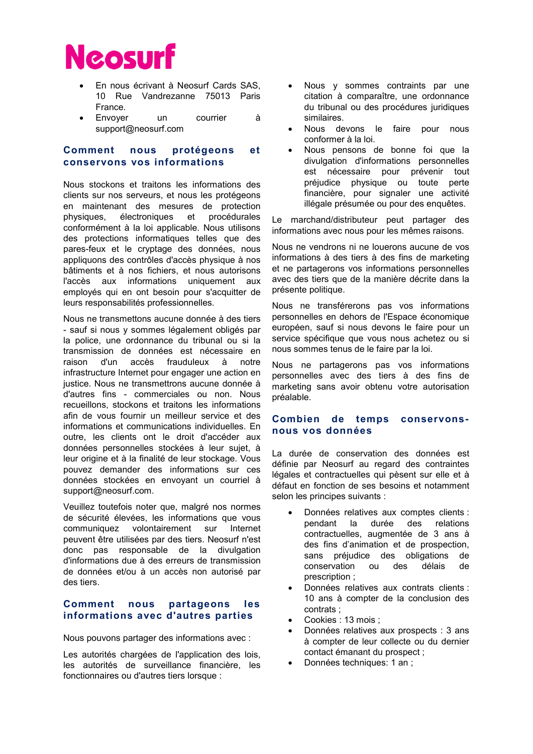- En nous écrivant à Neosurf Cards SAS, 10 Rue Vandrezanne 75013 Paris France.
- Envoyer un courrier à support@neosurf.com

## Comment nous protégeons et conservons vos informations

Nous stockons et traitons les informations des clients sur nos serveurs, et nous les protégeons en maintenant des mesures de protection physiques, électroniques et procédurales conformément à la loi applicable. Nous utilisons des protections informatiques telles que des pares-feux et le cryptage des données, nous appliquons des contrôles d'accès physique à nos bâtiments et à nos fichiers, et nous autorisons l'accès aux informations uniquement aux employés qui en ont besoin pour s'acquitter de leurs responsabilités professionnelles.

Nous ne transmettons aucune donnée à des tiers - sauf si nous y sommes légalement obligés par la police, une ordonnance du tribunal ou si la transmission de données est nécessaire en raison d'un accès frauduleux à notre infrastructure Internet pour engager une action en justice. Nous ne transmettrons aucune donnée à d'autres fins - commerciales ou non. Nous recueillons, stockons et traitons les informations afin de vous fournir un meilleur service et des informations et communications individuelles. En outre, les clients ont le droit d'accéder aux données personnelles stockées à leur sujet, à leur origine et à la finalité de leur stockage. Vous pouvez demander des informations sur ces données stockées en envoyant un courriel à support@neosurf.com.

Veuillez toutefois noter que, malgré nos normes de sécurité élevées, les informations que vous communiquez volontairement sur Internet peuvent être utilisées par des tiers. Neosurf n'est donc pas responsable de la divulgation d'informations due à des erreurs de transmission de données et/ou à un accès non autorisé par des tiers.

## Comment nous partageons les informations avec d'autres parties

Nous pouvons partager des informations avec :

Les autorités chargées de l'application des lois, les autorités de surveillance financière, les fonctionnaires ou d'autres tiers lorsque :

- Nous y sommes contraints par une citation à comparaître, une ordonnance du tribunal ou des procédures juridiques similaires.
- Nous devons le faire pour nous conformer à la loi.
- Nous pensons de bonne foi que la divulgation d'informations personnelles est nécessaire pour prévenir tout préjudice physique ou toute perte financière, pour signaler une activité illégale présumée ou pour des enquêtes.

Le marchand/distributeur peut partager des informations avec nous pour les mêmes raisons.

Nous ne vendrons ni ne louerons aucune de vos informations à des tiers à des fins de marketing et ne partagerons vos informations personnelles avec des tiers que de la manière décrite dans la présente politique.

Nous ne transférerons pas vos informations personnelles en dehors de l'Espace économique européen, sauf si nous devons le faire pour un service spécifique que vous nous achetez ou si nous sommes tenus de le faire par la loi.

Nous ne partagerons pas vos informations personnelles avec des tiers à des fins de marketing sans avoir obtenu votre autorisation préalable.

## Combien de temps conservons-nous vos données

La durée de conservation des données est définie par Neosurf au regard des contraintes légales et contractuelles qui pèsent sur elle et à défaut en fonction de ses besoins et notamment selon les principes suivants :

- Données relatives aux comptes clients : pendant la durée des relations contractuelles, augmentée de 3 ans à des fins d'animation et de prospection, sans préjudice des obligations de conservation ou des délais de prescription ;
- Données relatives aux contrats clients : 10 ans à compter de la conclusion des contrats ;
- Cookies : 13 mois ;
- Données relatives aux prospects : 3 ans à compter de leur collecte ou du dernier contact émanant du prospect ;
- Données techniques: 1 an ;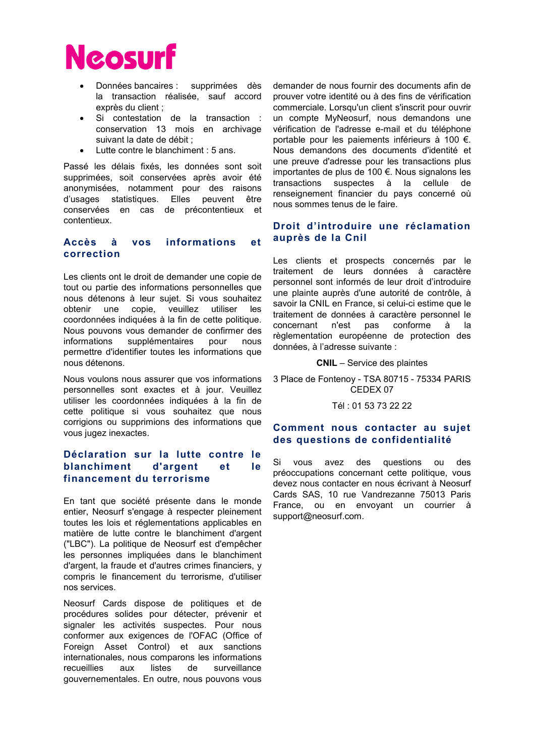- Données bancaires : supprimées dès la transaction réalisée, sauf accord exprès du client ;
- Si contestation de la transaction : conservation 13 mois en archivage suivant la date de débit ;
- Lutte contre le blanchiment : 5 ans.

Passé les délais fixés, les données sont soit supprimées, soit conservées après avoir été anonymisées, notamment pour des raisons d'usages statistiques. Elles peuvent être conservées en cas de précontentieux et contentieux.

## Accès à vos informations et correction

Les clients ont le droit de demander une copie de tout ou partie des informations personnelles que nous détenons à leur sujet. Si vous souhaitez obtenir une copie, veuillez utiliser les coordonnées indiquées à la fin de cette politique. Nous pouvons vous demander de confirmer des informations supplémentaires pour nous permettre d'identifier toutes les informations que nous détenons.

Nous voulons nous assurer que vos informations personnelles sont exactes et à jour. Veuillez utiliser les coordonnées indiquées à la fin de cette politique si vous souhaitez que nous corrigions ou supprimions des informations que vous jugez inexactes.

## Déclaration sur la lutte contre le blanchiment d'argent et le financement du terrorisme

En tant que société présente dans le monde entier, Neosurf s'engage à respecter pleinement toutes les lois et réglementations applicables en matière de lutte contre le blanchiment d'argent ("LBC"). La politique de Neosurf est d'empêcher les personnes impliquées dans le blanchiment d'argent, la fraude et d'autres crimes financiers, y compris le financement du terrorisme, d'utiliser nos services.

Neosurf Cards dispose de politiques et de procédures solides pour détecter, prévenir et signaler les activités suspectes. Pour nous conformer aux exigences de l'OFAC (Office of Foreign Asset Control) et aux sanctions internationales, nous comparons les informations recueillies aux listes de surveillance gouvernementales. En outre, nous pouvons vous demander de nous fournir des documents afin de prouver votre identité ou à des fins de vérification commerciale. Lorsqu'un client s'inscrit pour ouvrir un compte MyNeosurf, nous demandons une vérification de l'adresse e-mail et du téléphone portable pour les paiements inférieurs à 100 €. Nous demandons des documents d'identité et une preuve d'adresse pour les transactions plus importantes de plus de 100 €. Nous signalons les transactions suspectes à la cellule de renseignement financier du pays concerné où nous sommes tenus de le faire.

## Droit d'introduire une réclamation auprès de la Cnil

Les clients et prospects concernés par le traitement de leurs données à caractère personnel sont informés de leur droit d'introduire une plainte auprès d'une autorité de contrôle, à savoir la CNIL en France, si celui-ci estime que le traitement de données à caractère personnel le concernant n'est pas conforme à la règlementation européenne de protection des données, à l'adresse suivante :

**CNIL** – Service des plaintes

3 Place de Fontenoy - TSA 80715 - 75334 PARIS CEDEX 07

Tél : 01 53 73 22 22

## Comment nous contacter au sujet des questions de confidentialité

Si vous avez des questions ou des préoccupations concernant cette politique, vous devez nous contacter en nous écrivant à Neosurf Cards SAS, 10 rue Vandrezanne 75013 Paris France, ou en envoyant un courrier à support@neosurf.com.